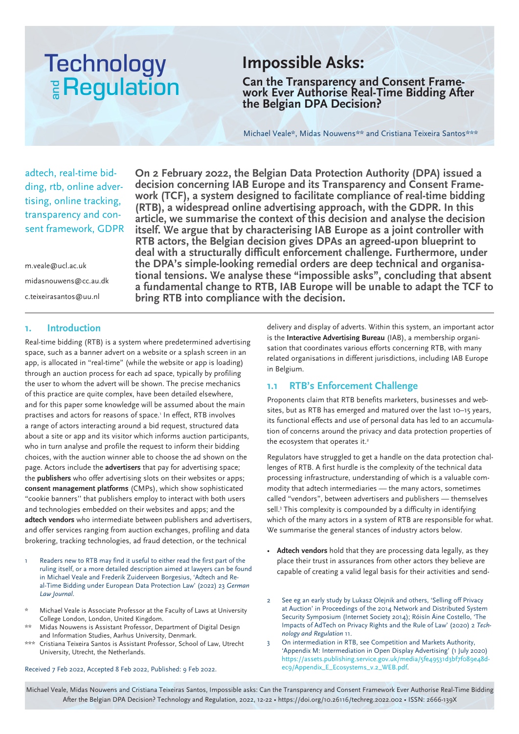# Impossible Asks:

## Can the Transparency and Consent Framework Ever Authorise Real-Time Bidding After the Belgian DPA Decision?

Michael Veale*, Midas Nouwens** and Cristiana Teixeira Santos***

adtech, real-time bidding, rtb, online advertising, online tracking, transparency and consent framework, GDPR

m.veale@ucl.ac.uk

midasnouwens@cc.au.dk

c.teixeirasantos@uu.nl

**On 2 February 2022, the Belgian Data Protection Authority (DPA) issued a decision concerning IAB Europe and its Transparency and Consent Framework (TCF), a system designed to facilitate compliance of real-time bidding (RTB), a widespread online advertising approach, with the GDPR. In this article, we summarise the context of this decision and analyse the decision itself. We argue that by characterising IAB Europe as a joint controller with RTB actors, the Belgian decision gives DPAs an agreed-upon blueprint to deal with a structurally difficult enforcement challenge. Furthermore, under the DPA's simple-looking remedial orders are deep technical and organisational tensions. We analyse these "impossible asks", concluding that absent a fundamental change to RTB, IAB Europe will be unable to adapt the TCF to bring RTB into compliance with the decision.**

## 1. Introduction

Real-time bidding (RTB) is a system where predetermined advertising space, such as a banner advert on a website or a splash screen in an app, is allocated in "real-time" (while the website or app is loading) through an auction process for each ad space, typically by profiling the user to whom the advert will be shown. The precise mechanics of this practice are quite complex, have been detailed elsewhere, and for this paper some knowledge will be assumed about the main practises and actors for reasons of space.[1] In effect, RTB involves a range of actors interacting around a bid request, structured data about a site or app and its visitor which informs auction participants, who in turn analyse and profile the request to inform their bidding choices, with the auction winner able to choose the ad shown on the page. Actors include the **advertisers** that pay for advertising space; the **publishers** who offer advertising slots on their websites or apps; **consent management platforms** (CMPs), which show sophisticated "cookie banners" that publishers employ to interact with both users and technologies embedded on their websites and apps; and the **adtech vendors** who intermediate between publishers and advertisers, and offer services ranging from auction exchanges, profiling and data brokering, tracking technologies, ad fraud detection, or the technical delivery and display of adverts. Within this system, an important actor is the **Interactive Advertising Bureau** (IAB), a membership organisation that coordinates various efforts concerning RTB, with many related organisations in different jurisdictions, including IAB Europe in Belgium.

### 1.1 RTB's Enforcement Challenge

Proponents claim that RTB benefits marketers, businesses and websites, but as RTB has emerged and matured over the last 10–15 years, its functional effects and use of personal data has led to an accumulation of concerns around the privacy and data protection properties of the ecosystem that operates it.[2]

Regulators have struggled to get a handle on the data protection challenges of RTB. A first hurdle is the complexity of the technical data processing infrastructure, understanding of which is a valuable commodity that adtech intermediaries — the many actors, sometimes called "vendors", between advertisers and publishers — themselves sell.[3] This complexity is compounded by a difficulty in identifying which of the many actors in a system of RTB are responsible for what. We summarise the general stances of industry actors below.

- **Adtech vendors** hold that they are processing data legally, as they place their trust in assurances from other actors they believe are capable of creating a valid legal basis for their activities and send-

---

1 Readers new to RTB may find it useful to either read the first part of the ruling itself, or a more detailed description aimed at lawyers can be found in Michael Veale and Frederik Zuiderveen Borgesius, 'Adtech and Real-Time Bidding under European Data Protection Law' (2022) 23 *German Law Journal*.

\* Michael Veale is Associate Professor at the Faculty of Laws at University College London, London, United Kingdom.

\** Midas Nouwens is Assistant Professor, Department of Digital Design and Information Studies, Aarhus University, Denmark.

\*** Cristiana Teixeira Santos is Assistant Professor, School of Law, Utrecht University, Utrecht, the Netherlands.

Received 7 Feb 2022, Accepted 8 Feb 2022, Published: 9 Feb 2022.

2 See eg an early study by Lukasz Olejnik and others, 'Selling off Privacy at Auction' in Proceedings of the 2014 Network and Distributed System Security Symposium (Internet Society 2014); Róisín Áine Costello, 'The Impacts of AdTech on Privacy Rights and the Rule of Law' (2020) 2 *Technology and Regulation* 11.

3 On intermediation in RTB, see Competition and Markets Authority, 'Appendix M: Intermediation in Open Display Advertising' (1 July 2020) https://assets.publishing.service.gov.uk/media/5fe49531d3bf7f089e48dec9/Appendix_E_Ecosystems_v.2_WEB.pdf.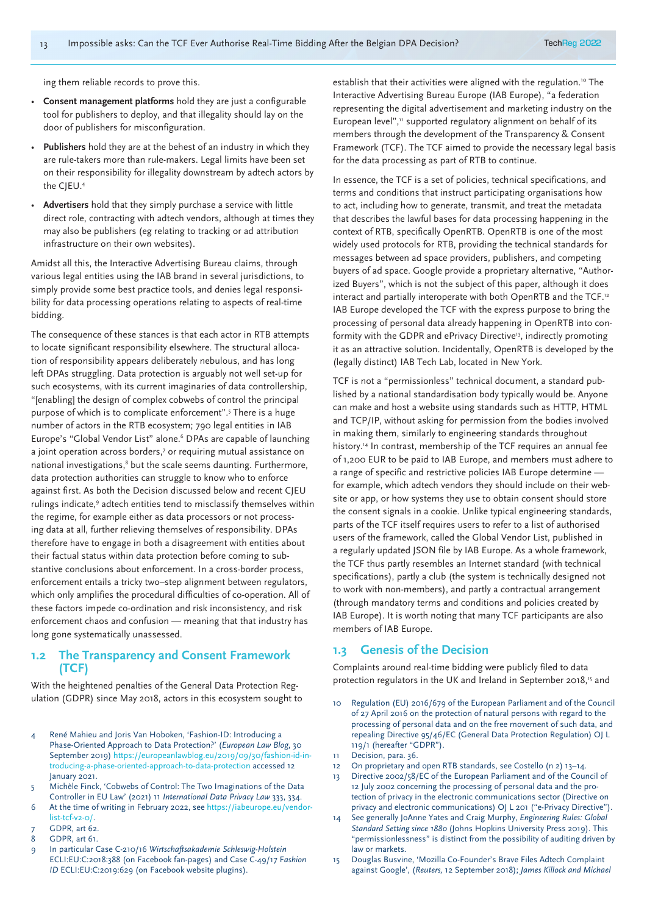ing them reliable records to prove this.

- **Consent management platforms** hold they are just a configurable tool for publishers to deploy, and that illegality should lay on the door of publishers for misconfiguration.
- **Publishers** hold they are at the behest of an industry in which they are rule-takers more than rule-makers. Legal limits have been set on their responsibility for illegality downstream by adtech actors by the CJEU.[4]
- **Advertisers** hold that they simply purchase a service with little direct role, contracting with adtech vendors, although at times they may also be publishers (eg relating to tracking or ad attribution infrastructure on their own websites).

Amidst all this, the Interactive Advertising Bureau claims, through various legal entities using the IAB brand in several jurisdictions, to simply provide some best practice tools, and denies legal responsibility for data processing operations relating to aspects of real-time bidding.

The consequence of these stances is that each actor in RTB attempts to locate significant responsibility elsewhere. The structural allocation of responsibility appears deliberately nebulous, and has long left DPAs struggling. Data protection is arguably not well set-up for such ecosystems, with its current imaginaries of data controllership, "[enabling] the design of complex cobwebs of control the principal purpose of which is to complicate enforcement".[5] There is a huge number of actors in the RTB ecosystem; 790 legal entities in IAB Europe's "Global Vendor List" alone.[6] DPAs are capable of launching a joint operation across borders,[7] or requiring mutual assistance on national investigations,[8] but the scale seems daunting. Furthermore, data protection authorities can struggle to know who to enforce against first. As both the Decision discussed below and recent CJEU rulings indicate,[9] adtech entities tend to misclassify themselves within the regime, for example either as data processors or not processing data at all, further relieving themselves of responsibility. DPAs therefore have to engage in both a disagreement with entities about their factual status within data protection before coming to substantive conclusions about enforcement. In a cross-border process, enforcement entails a tricky two–step alignment between regulators, which only amplifies the procedural difficulties of co-operation. All of these factors impede co-ordination and risk inconsistency, and risk enforcement chaos and confusion — meaning that that industry has long gone systematically unassessed.

## 1.2 The Transparency and Consent Framework (TCF)

With the heightened penalties of the General Data Protection Regulation (GDPR) since May 2018, actors in this ecosystem sought to establish that their activities were aligned with the regulation.[10] The Interactive Advertising Bureau Europe (IAB Europe), "a federation representing the digital advertisement and marketing industry on the European level",[11] supported regulatory alignment on behalf of its members through the development of the Transparency & Consent Framework (TCF). The TCF aimed to provide the necessary legal basis for the data processing as part of RTB to continue.

In essence, the TCF is a set of policies, technical specifications, and terms and conditions that instruct participating organisations how to act, including how to generate, transmit, and treat the metadata that describes the lawful bases for data processing happening in the context of RTB, specifically OpenRTB. OpenRTB is one of the most widely used protocols for RTB, providing the technical standards for messages between ad space providers, publishers, and competing buyers of ad space. Google provide a proprietary alternative, "Authorized Buyers", which is not the subject of this paper, although it does interact and partially interoperate with both OpenRTB and the TCF.[12] IAB Europe developed the TCF with the express purpose to bring the processing of personal data already happening in OpenRTB into conformity with the GDPR and ePrivacy Directive[13], indirectly promoting it as an attractive solution. Incidentally, OpenRTB is developed by the (legally distinct) IAB Tech Lab, located in New York.

TCF is not a "permissionless" technical document, a standard published by a national standardisation body typically would be. Anyone can make and host a website using standards such as HTTP, HTML and TCP/IP, without asking for permission from the bodies involved in making them, similarly to engineering standards throughout history.[14] In contrast, membership of the TCF requires an annual fee of 1,200 EUR to be paid to IAB Europe, and members must adhere to a range of specific and restrictive policies IAB Europe determine — for example, which adtech vendors they should include on their website or app, or how systems they use to obtain consent should store the consent signals in a cookie. Unlike typical engineering standards, parts of the TCF itself requires users to refer to a list of authorised users of the framework, called the Global Vendor List, published in a regularly updated JSON file by IAB Europe. As a whole framework, the TCF thus partly resembles an Internet standard (with technical specifications), partly a club (the system is technically designed not to work with non-members), and partly a contractual arrangement (through mandatory terms and conditions and policies created by IAB Europe). It is worth noting that many TCF participants are also members of IAB Europe.

## 1.3 Genesis of the Decision

Complaints around real-time bidding were publicly filed to data protection regulators in the UK and Ireland in September 2018,[15] and

---

4 René Mahieu and Joris Van Hoboken, 'Fashion-ID: Introducing a Phase-Oriented Approach to Data Protection?' (*European Law Blog*, 30 September 2019) https://europeanlawblog.eu/2019/09/30/fashion-id-introducing-a-phase-oriented-approach-to-data-protection accessed 12 January 2021.

5 Michèle Finck, 'Cobwebs of Control: The Two Imaginations of the Data Controller in EU Law' (2021) 11 *International Data Privacy Law* 333, 334.

6 At the time of writing in February 2022, see https://iabeurope.eu/vendor-list-tcf-v2-0/.

7 GDPR, art 62.

8 GDPR, art 61.

9 In particular Case C-210/16 *Wirtschaftsakademie Schleswig-Holstein* ECLI:EU:C:2018:388 (on Facebook fan-pages) and Case C-49/17 *Fashion ID* ECLI:EU:C:2019:629 (on Facebook website plugins).

10 Regulation (EU) 2016/679 of the European Parliament and of the Council of 27 April 2016 on the protection of natural persons with regard to the processing of personal data and on the free movement of such data, and repealing Directive 95/46/EC (General Data Protection Regulation) OJ L 119/1 (hereafter "GDPR").

11 Decision, para. 36.

12 On proprietary and open RTB standards, see Costello (n 2) 13–14.

13 Directive 2002/58/EC of the European Parliament and of the Council of 12 July 2002 concerning the processing of personal data and the protection of privacy in the electronic communications sector (Directive on privacy and electronic communications) OJ L 201 ("e-Privacy Directive").

14 See generally JoAnne Yates and Craig Murphy, *Engineering Rules: Global Standard Setting since 1880* (Johns Hopkins University Press 2019). This "permissionlessness" is distinct from the possibility of auditing driven by law or markets.

15 Douglas Busvine, 'Mozilla Co-Founder's Brave Files Adtech Complaint against Google', (*Reuters*, 12 September 2018); *James Killock and Michael*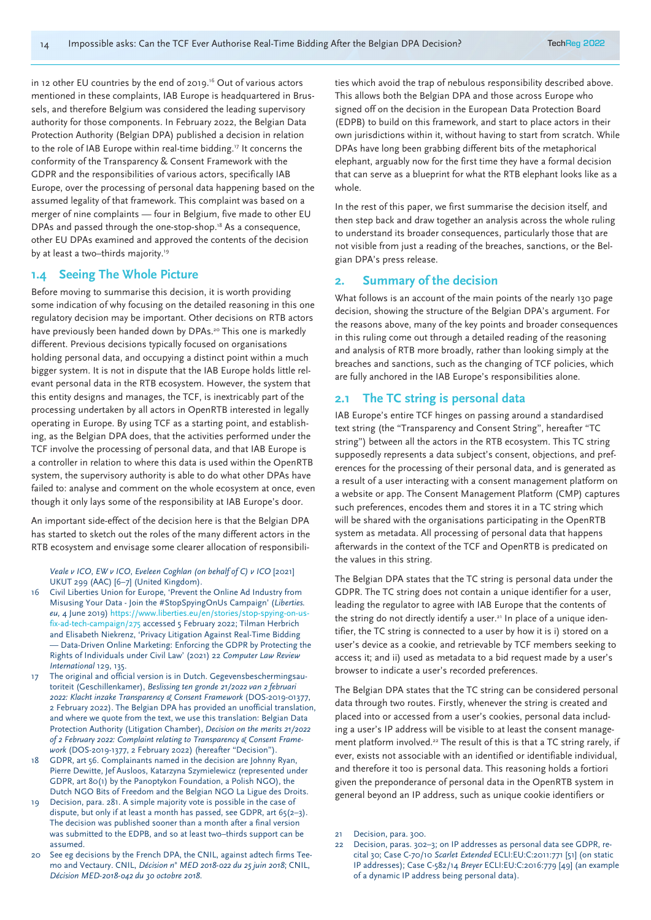in 12 other EU countries by the end of 2019.[16] Out of various actors mentioned in these complaints, IAB Europe is headquartered in Brussels, and therefore Belgium was considered the leading supervisory authority for those components. In February 2022, the Belgian Data Protection Authority (Belgian DPA) published a decision in relation to the role of IAB Europe within real-time bidding.[17] It concerns the conformity of the Transparency & Consent Framework with the GDPR and the responsibilities of various actors, specifically IAB Europe, over the processing of personal data happening based on the assumed legality of that framework. This complaint was based on a merger of nine complaints — four in Belgium, five made to other EU DPAs and passed through the one-stop-shop.[18] As a consequence, other EU DPAs examined and approved the contents of the decision by at least a two–thirds majority.[19]

## 1.4 Seeing The Whole Picture

Before moving to summarise this decision, it is worth providing some indication of why focusing on the detailed reasoning in this one regulatory decision may be important. Other decisions on RTB actors have previously been handed down by DPAs.[20] This one is markedly different. Previous decisions typically focused on organisations holding personal data, and occupying a distinct point within a much bigger system. It is not in dispute that the IAB Europe holds little relevant personal data in the RTB ecosystem. However, the system that this entity designs and manages, the TCF, is inextricably part of the processing undertaken by all actors in OpenRTB interested in legally operating in Europe. By using TCF as a starting point, and establishing, as the Belgian DPA does, that the activities performed under the TCF involve the processing of personal data, and that IAB Europe is a controller in relation to where this data is used within the OpenRTB system, the supervisory authority is able to do what other DPAs have failed to: analyse and comment on the whole ecosystem at once, even though it only lays some of the responsibility at IAB Europe's door.

An important side-effect of the decision here is that the Belgian DPA has started to sketch out the roles of the many different actors in the RTB ecosystem and envisage some clearer allocation of responsibilities which avoid the trap of nebulous responsibility described above. This allows both the Belgian DPA and those across Europe who signed off on the decision in the European Data Protection Board (EDPB) to build on this framework, and start to place actors in their own jurisdictions within it, without having to start from scratch. While DPAs have long been grabbing different bits of the metaphorical elephant, arguably now for the first time they have a formal decision that can serve as a blueprint for what the RTB elephant looks like as a whole.

In the rest of this paper, we first summarise the decision itself, and then step back and draw together an analysis across the whole ruling to understand its broader consequences, particularly those that are not visible from just a reading of the breaches, sanctions, or the Belgian DPA's press release.

## 2. Summary of the decision

What follows is an account of the main points of the nearly 130 page decision, showing the structure of the Belgian DPA's argument. For the reasons above, many of the key points and broader consequences in this ruling come out through a detailed reading of the reasoning and analysis of RTB more broadly, rather than looking simply at the breaches and sanctions, such as the changing of TCF policies, which are fully anchored in the IAB Europe's responsibilities alone.

## 2.1 The TC string is personal data

IAB Europe's entire TCF hinges on passing around a standardised text string (the "Transparency and Consent String", hereafter "TC string") between all the actors in the RTB ecosystem. This TC string supposedly represents a data subject's consent, objections, and preferences for the processing of their personal data, and is generated as a result of a user interacting with a consent management platform on a website or app. The Consent Management Platform (CMP) captures such preferences, encodes them and stores it in a TC string which will be shared with the organisations participating in the OpenRTB system as metadata. All processing of personal data that happens afterwards in the context of the TCF and OpenRTB is predicated on the values in this string.

The Belgian DPA states that the TC string is personal data under the GDPR. The TC string does not contain a unique identifier for a user, leading the regulator to agree with IAB Europe that the contents of the string do not directly identify a user.[21] In place of a unique identifier, the TC string is connected to a user by how it is i) stored on a user's device as a cookie, and retrievable by TCF members seeking to access it; and ii) used as metadata to a bid request made by a user's browser to indicate a user's recorded preferences.

The Belgian DPA states that the TC string can be considered personal data through two routes. Firstly, whenever the string is created and placed into or accessed from a user's cookies, personal data including a user's IP address will be visible to at least the consent management platform involved.[22] The result of this is that a TC string rarely, if ever, exists not associable with an identified or identifiable individual, and therefore it too is personal data. This reasoning holds a fortiori given the preponderance of personal data in the OpenRTB system in general beyond an IP address, such as unique cookie identifiers or

*Veale v ICO*, *EW v ICO*, *Eveleen Coghlan (on behalf of C) v ICO* [2021] UKUT 299 (AAC) [6–7] (United Kingdom).

16 Civil Liberties Union for Europe, 'Prevent the Online Ad Industry from Misusing Your Data - Join the #StopSpyingOnUs Campaign' (*Liberties.eu*, 4 June 2019) https://www.liberties.eu/en/stories/stop-spying-on-us-fix-ad-tech-campaign/275 accessed 5 February 2022; Tilman Herbrich and Elisabeth Niekrenz, 'Privacy Litigation Against Real-Time Bidding — Data-Driven Online Marketing: Enforcing the GDPR by Protecting the Rights of Individuals under Civil Law' (2021) 22 *Computer Law Review International* 129, 135.

17 The original and official version is in Dutch. Gegevensbeschermingsautoriteit (Geschillenkamer), *Beslissing ten gronde 21/2022 van 2 februari 2022: Klacht inzake Transparency & Consent Framework* (DOS-2019-01377, 2 February 2022). The Belgian DPA has provided an unofficial translation, and where we quote from the text, we use this translation: Belgian Data Protection Authority (Litigation Chamber), *Decision on the merits 21/2022 of 2 February 2022: Complaint relating to Transparency & Consent Framework* (DOS-2019-1377, 2 February 2022) (hereafter "Decision").

18 GDPR, art 56. Complainants named in the decision are Johnny Ryan, Pierre Dewitte, Jef Ausloos, Katarzyna Szymielewicz (represented under GDPR, art 80(1) by the Panoptykon Foundation, a Polish NGO), the Dutch NGO Bits of Freedom and the Belgian NGO La Ligue des Droits.

19 Decision, para. 281. A simple majority vote is possible in the case of dispute, but only if at least a month has passed, see GDPR, art 65(2–3). The decision was published sooner than a month after a final version was submitted to the EDPB, and so at least two–thirds support can be assumed.

20 See eg decisions by the French DPA, the CNIL, against adtech firms Teemo and Vectaury. CNIL, *Décision n° MED 2018-022 du 25 juin 2018*; CNIL, *Décision MED-2018-042 du 30 octobre 2018*.

21 Decision, para. 300.

22 Decision, paras. 302–3; on IP addresses as personal data see GDPR, recital 30; Case C-70/10 *Scarlet Extended* ECLI:EU:C:2011:771 [51] (on static IP addresses); Case C-582/14 *Breyer* ECLI:EU:C:2016:779 [49] (an example of a dynamic IP address being personal data).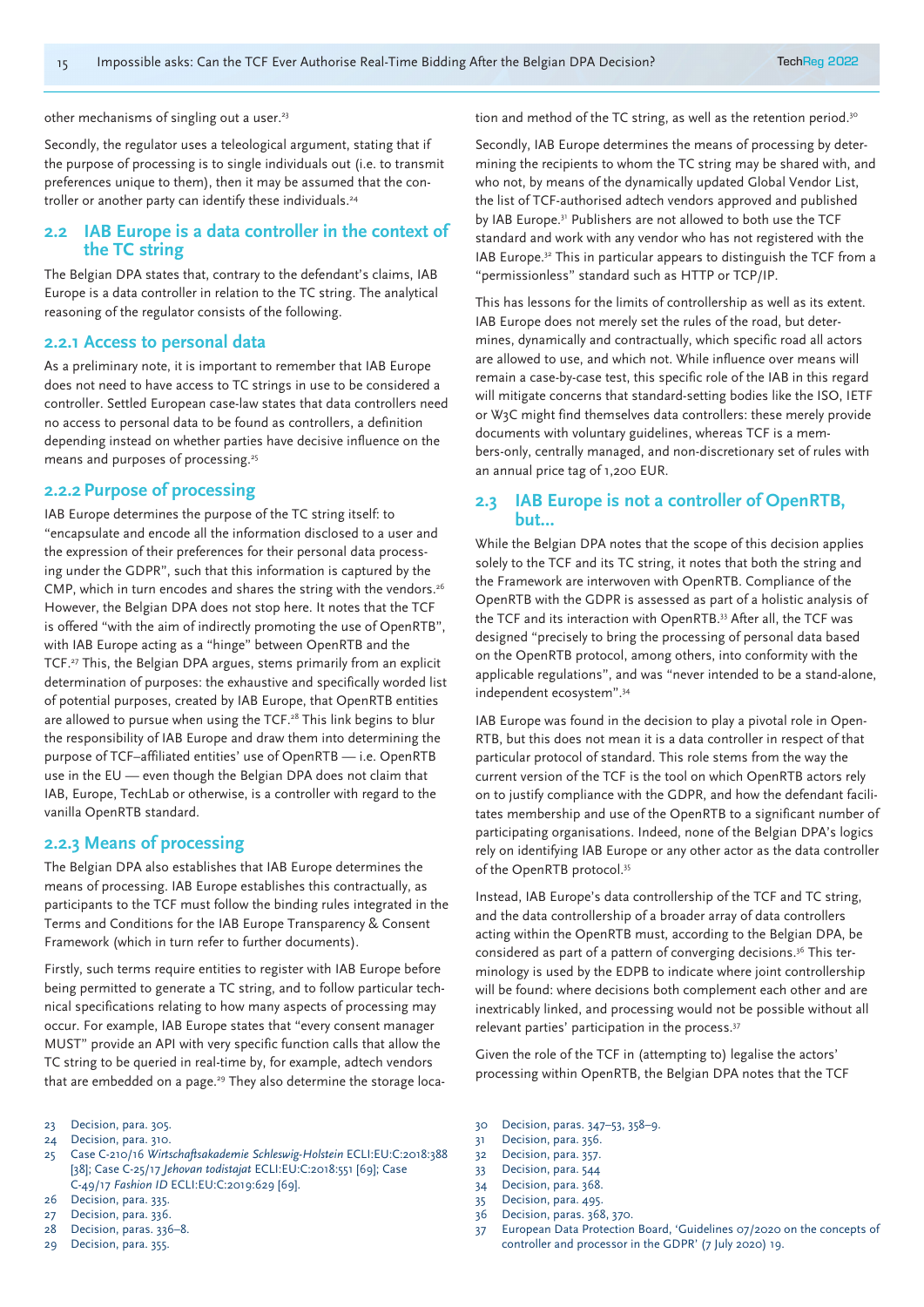other mechanisms of singling out a user.[23]

Secondly, the regulator uses a teleological argument, stating that if the purpose of processing is to single individuals out (i.e. to transmit preferences unique to them), then it may be assumed that the controller or another party can identify these individuals.[24]

## 2.2 IAB Europe is a data controller in the context of the TC string

The Belgian DPA states that, contrary to the defendant's claims, IAB Europe is a data controller in relation to the TC string. The analytical reasoning of the regulator consists of the following.

### 2.2.1 Access to personal data

As a preliminary note, it is important to remember that IAB Europe does not need to have access to TC strings in use to be considered a controller. Settled European case-law states that data controllers need no access to personal data to be found as controllers, a definition depending instead on whether parties have decisive influence on the means and purposes of processing.[25]

### 2.2.2 Purpose of processing

IAB Europe determines the purpose of the TC string itself: to "encapsulate and encode all the information disclosed to a user and the expression of their preferences for their personal data processing under the GDPR", such that this information is captured by the CMP, which in turn encodes and shares the string with the vendors.[26] However, the Belgian DPA does not stop here. It notes that the TCF is offered "with the aim of indirectly promoting the use of OpenRTB", with IAB Europe acting as a "hinge" between OpenRTB and the TCF.[27] This, the Belgian DPA argues, stems primarily from an explicit determination of purposes: the exhaustive and specifically worded list of potential purposes, created by IAB Europe, that OpenRTB entities are allowed to pursue when using the TCF.[28] This link begins to blur the responsibility of IAB Europe and draw them into determining the purpose of TCF–affiliated entities' use of OpenRTB — i.e. OpenRTB use in the EU — even though the Belgian DPA does not claim that IAB, Europe, TechLab or otherwise, is a controller with regard to the vanilla OpenRTB standard.

### 2.2.3 Means of processing

The Belgian DPA also establishes that IAB Europe determines the means of processing. IAB Europe establishes this contractually, as participants to the TCF must follow the binding rules integrated in the Terms and Conditions for the IAB Europe Transparency & Consent Framework (which in turn refer to further documents).

Firstly, such terms require entities to register with IAB Europe before being permitted to generate a TC string, and to follow particular technical specifications relating to how many aspects of processing may occur. For example, IAB Europe states that "every consent manager MUST" provide an API with very specific function calls that allow the TC string to be queried in real-time by, for example, adtech vendors that are embedded on a page.[29] They also determine the storage location and method of the TC string, as well as the retention period.[30]

Secondly, IAB Europe determines the means of processing by determining the recipients to whom the TC string may be shared with, and who not, by means of the dynamically updated Global Vendor List, the list of TCF-authorised adtech vendors approved and published by IAB Europe.[31] Publishers are not allowed to both use the TCF standard and work with any vendor who has not registered with the IAB Europe.[32] This in particular appears to distinguish the TCF from a "permissionless" standard such as HTTP or TCP/IP.

This has lessons for the limits of controllership as well as its extent. IAB Europe does not merely set the rules of the road, but determines, dynamically and contractually, which specific road all actors are allowed to use, and which not. While influence over means will remain a case-by-case test, this specific role of the IAB in this regard will mitigate concerns that standard-setting bodies like the ISO, IETF or W3C might find themselves data controllers: these merely provide documents with voluntary guidelines, whereas TCF is a members-only, centrally managed, and non-discretionary set of rules with an annual price tag of 1,200 EUR.

## 2.3 IAB Europe is not a controller of OpenRTB, but…

While the Belgian DPA notes that the scope of this decision applies solely to the TCF and its TC string, it notes that both the string and the Framework are interwoven with OpenRTB. Compliance of the OpenRTB with the GDPR is assessed as part of a holistic analysis of the TCF and its interaction with OpenRTB.[33] After all, the TCF was designed "precisely to bring the processing of personal data based on the OpenRTB protocol, among others, into conformity with the applicable regulations", and was "never intended to be a stand-alone, independent ecosystem".[34]

IAB Europe was found in the decision to play a pivotal role in OpenRTB, but this does not mean it is a data controller in respect of that particular protocol of standard. This role stems from the way the current version of the TCF is the tool on which OpenRTB actors rely on to justify compliance with the GDPR, and how the defendant facilitates membership and use of the OpenRTB to a significant number of participating organisations. Indeed, none of the Belgian DPA's logics rely on identifying IAB Europe or any other actor as the data controller of the OpenRTB protocol.[35]

Instead, IAB Europe's data controllership of the TCF and TC string, and the data controllership of a broader array of data controllers acting within the OpenRTB must, according to the Belgian DPA, be considered as part of a pattern of converging decisions.[36] This terminology is used by the EDPB to indicate where joint controllership will be found: where decisions both complement each other and are inextricably linked, and processing would not be possible without all relevant parties' participation in the process.[37]

Given the role of the TCF in (attempting to) legalise the actors' processing within OpenRTB, the Belgian DPA notes that the TCF

---

23 Decision, para. 305.
24 Decision, para. 310.
25 Case C-210/16 *Wirtschaftsakademie Schleswig-Holstein* ECLI:EU:C:2018:388 [38]; Case C-25/17 *Jehovan todistajat* ECLI:EU:C:2018:551 [69]; Case C-49/17 *Fashion ID* ECLI:EU:C:2019:629 [69].
26 Decision, para. 335.
27 Decision, para. 336.
28 Decision, paras. 336–8.
29 Decision, para. 355.
30 Decision, paras. 347–53, 358–9.
31 Decision, para. 356.
32 Decision, para. 357.
33 Decision, para. 544
34 Decision, para. 368.
35 Decision, para. 495.
36 Decision, paras. 368, 370.
37 European Data Protection Board, 'Guidelines 07/2020 on the concepts of controller and processor in the GDPR' (7 July 2020) 19.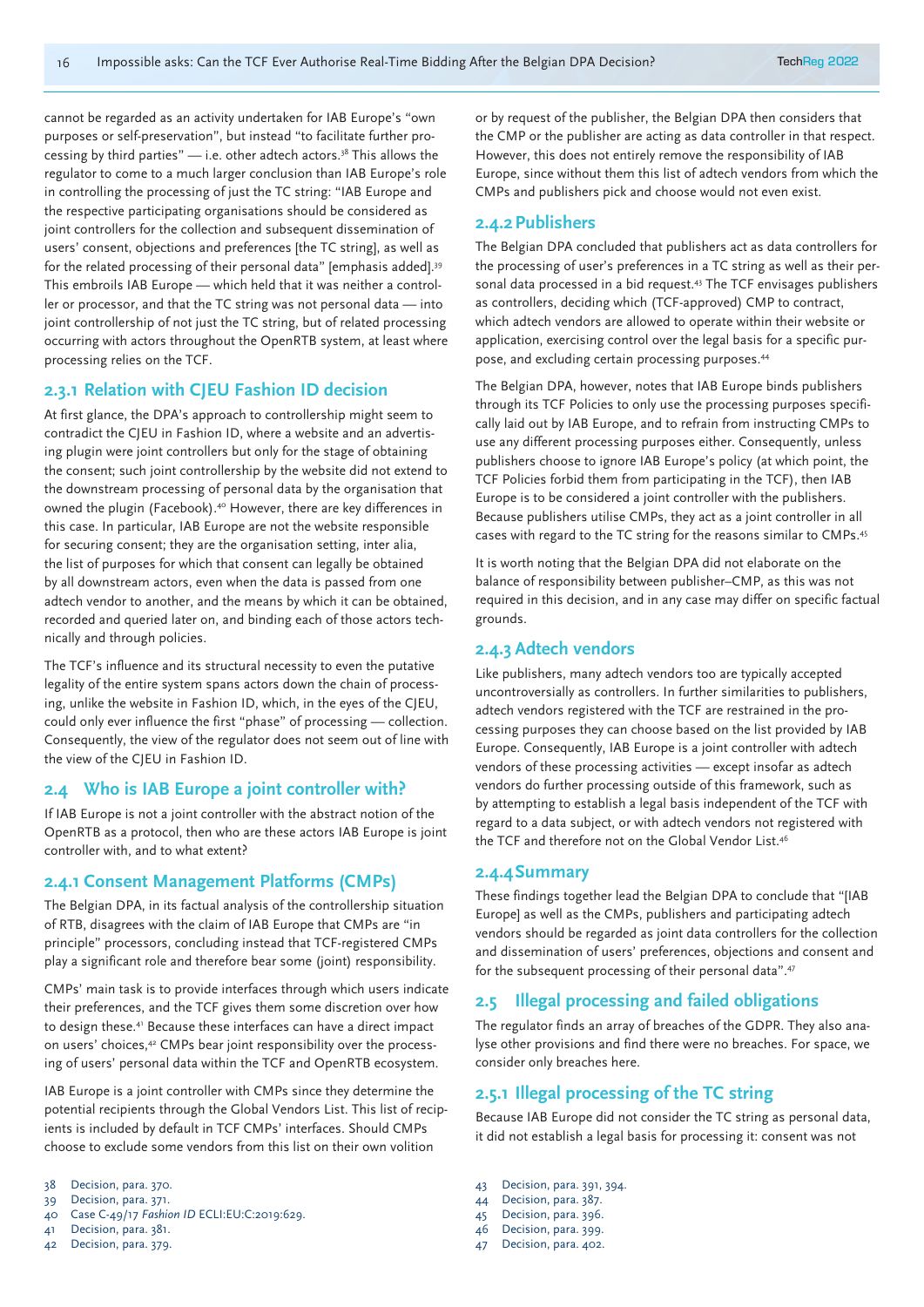cannot be regarded as an activity undertaken for IAB Europe's "own purposes or self-preservation", but instead "to facilitate further processing by third parties" — i.e. other adtech actors.[38] This allows the regulator to come to a much larger conclusion than IAB Europe's role in controlling the processing of just the TC string: "IAB Europe and the respective participating organisations should be considered as joint controllers for the collection and subsequent dissemination of users' consent, objections and preferences [the TC string], as well as for the related processing of their personal data" [emphasis added].[39] This embroils IAB Europe — which held that it was neither a controller or processor, and that the TC string was not personal data — into joint controllership of not just the TC string, but of related processing occurring with actors throughout the OpenRTB system, at least where processing relies on the TCF.

### 2.3.1 Relation with CJEU Fashion ID decision

At first glance, the DPA's approach to controllership might seem to contradict the CJEU in Fashion ID, where a website and an advertising plugin were joint controllers but only for the stage of obtaining the consent; such joint controllership by the website did not extend to the downstream processing of personal data by the organisation that owned the plugin (Facebook).[40] However, there are key differences in this case. In particular, IAB Europe are not the website responsible for securing consent; they are the organisation setting, inter alia, the list of purposes for which that consent can legally be obtained by all downstream actors, even when the data is passed from one adtech vendor to another, and the means by which it can be obtained, recorded and queried later on, and binding each of those actors technically and through policies.

The TCF's influence and its structural necessity to even the putative legality of the entire system spans actors down the chain of processing, unlike the website in Fashion ID, which, in the eyes of the CJEU, could only ever influence the first "phase" of processing — collection. Consequently, the view of the regulator does not seem out of line with the view of the CJEU in Fashion ID.

## 2.4 Who is IAB Europe a joint controller with?

If IAB Europe is not a joint controller with the abstract notion of the OpenRTB as a protocol, then who are these actors IAB Europe is joint controller with, and to what extent?

### 2.4.1 Consent Management Platforms (CMPs)

The Belgian DPA, in its factual analysis of the controllership situation of RTB, disagrees with the claim of IAB Europe that CMPs are "in principle" processors, concluding instead that TCF-registered CMPs play a significant role and therefore bear some (joint) responsibility.

CMPs' main task is to provide interfaces through which users indicate their preferences, and the TCF gives them some discretion over how to design these.[41] Because these interfaces can have a direct impact on users' choices,[42] CMPs bear joint responsibility over the processing of users' personal data within the TCF and OpenRTB ecosystem.

IAB Europe is a joint controller with CMPs since they determine the potential recipients through the Global Vendors List. This list of recipients is included by default in TCF CMPs' interfaces. Should CMPs choose to exclude some vendors from this list on their own volition or by request of the publisher, the Belgian DPA then considers that the CMP or the publisher are acting as data controller in that respect. However, this does not entirely remove the responsibility of IAB Europe, since without them this list of adtech vendors from which the CMPs and publishers pick and choose would not even exist.

### 2.4.2 Publishers

The Belgian DPA concluded that publishers act as data controllers for the processing of user's preferences in a TC string as well as their personal data processed in a bid request.[43] The TCF envisages publishers as controllers, deciding which (TCF-approved) CMP to contract, which adtech vendors are allowed to operate within their website or application, exercising control over the legal basis for a specific purpose, and excluding certain processing purposes.[44]

The Belgian DPA, however, notes that IAB Europe binds publishers through its TCF Policies to only use the processing purposes specifically laid out by IAB Europe, and to refrain from instructing CMPs to use any different processing purposes either. Consequently, unless publishers choose to ignore IAB Europe's policy (at which point, the TCF Policies forbid them from participating in the TCF), then IAB Europe is to be considered a joint controller with the publishers. Because publishers utilise CMPs, they act as a joint controller in all cases with regard to the TC string for the reasons similar to CMPs.[45]

It is worth noting that the Belgian DPA did not elaborate on the balance of responsibility between publisher–CMP, as this was not required in this decision, and in any case may differ on specific factual grounds.

### 2.4.3 Adtech vendors

Like publishers, many adtech vendors too are typically accepted uncontroversially as controllers. In further similarities to publishers, adtech vendors registered with the TCF are restrained in the processing purposes they can choose based on the list provided by IAB Europe. Consequently, IAB Europe is a joint controller with adtech vendors of these processing activities — except insofar as adtech vendors do further processing outside of this framework, such as by attempting to establish a legal basis independent of the TCF with regard to a data subject, or with adtech vendors not registered with the TCF and therefore not on the Global Vendor List.[46]

### 2.4.4 Summary

These findings together lead the Belgian DPA to conclude that "[IAB Europe] as well as the CMPs, publishers and participating adtech vendors should be regarded as joint data controllers for the collection and dissemination of users' preferences, objections and consent and for the subsequent processing of their personal data".[47]

## 2.5 Illegal processing and failed obligations

The regulator finds an array of breaches of the GDPR. They also analyse other provisions and find there were no breaches. For space, we consider only breaches here.

### 2.5.1 Illegal processing of the TC string

Because IAB Europe did not consider the TC string as personal data, it did not establish a legal basis for processing it: consent was not

38 Decision, para. 370.
39 Decision, para. 371.
40 Case C-49/17 *Fashion ID* ECLI:EU:C:2019:629.
41 Decision, para. 381.
42 Decision, para. 379.
43 Decision, para. 391, 394.
44 Decision, para. 387.
45 Decision, para. 396.
46 Decision, para. 399.
47 Decision, para. 402.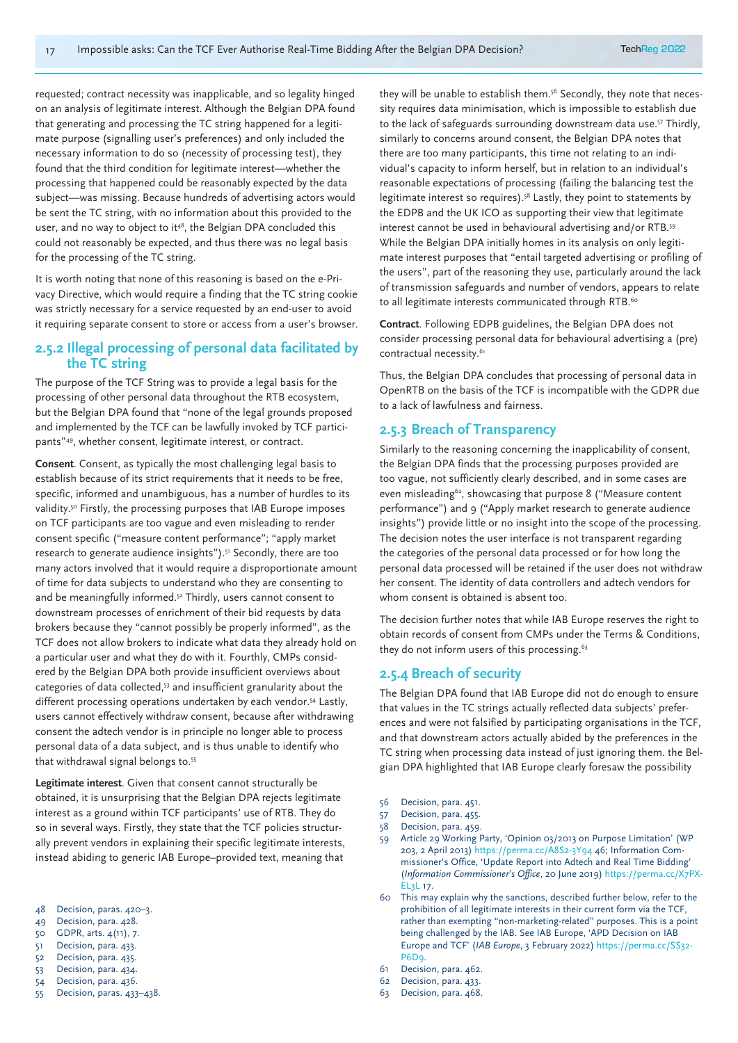requested; contract necessity was inapplicable, and so legality hinged on an analysis of legitimate interest. Although the Belgian DPA found that generating and processing the TC string happened for a legitimate purpose (signalling user's preferences) and only included the necessary information to do so (necessity of processing test), they found that the third condition for legitimate interest—whether the processing that happened could be reasonably expected by the data subject—was missing. Because hundreds of advertising actors would be sent the TC string, with no information about this provided to the user, and no way to object to it[48], the Belgian DPA concluded this could not reasonably be expected, and thus there was no legal basis for the processing of the TC string.

It is worth noting that none of this reasoning is based on the e-Privacy Directive, which would require a finding that the TC string cookie was strictly necessary for a service requested by an end-user to avoid it requiring separate consent to store or access from a user's browser.

### 2.5.2 Illegal processing of personal data facilitated by the TC string

The purpose of the TCF String was to provide a legal basis for the processing of other personal data throughout the RTB ecosystem, but the Belgian DPA found that "none of the legal grounds proposed and implemented by the TCF can be lawfully invoked by TCF participants"[49], whether consent, legitimate interest, or contract.

**Consent**. Consent, as typically the most challenging legal basis to establish because of its strict requirements that it needs to be free, specific, informed and unambiguous, has a number of hurdles to its validity.[50] Firstly, the processing purposes that IAB Europe imposes on TCF participants are too vague and even misleading to render consent specific ("measure content performance"; "apply market research to generate audience insights").[51] Secondly, there are too many actors involved that it would require a disproportionate amount of time for data subjects to understand who they are consenting to and be meaningfully informed.[52] Thirdly, users cannot consent to downstream processes of enrichment of their bid requests by data brokers because they "cannot possibly be properly informed", as the TCF does not allow brokers to indicate what data they already hold on a particular user and what they do with it. Fourthly, CMPs considered by the Belgian DPA both provide insufficient overviews about categories of data collected,[53] and insufficient granularity about the different processing operations undertaken by each vendor.[54] Lastly, users cannot effectively withdraw consent, because after withdrawing consent the adtech vendor is in principle no longer able to process personal data of a data subject, and is thus unable to identify who that withdrawal signal belongs to.[55]

**Legitimate interest**. Given that consent cannot structurally be obtained, it is unsurprising that the Belgian DPA rejects legitimate interest as a ground within TCF participants' use of RTB. They do so in several ways. Firstly, they state that the TCF policies structurally prevent vendors in explaining their specific legitimate interests, instead abiding to generic IAB Europe–provided text, meaning that they will be unable to establish them.[56] Secondly, they note that necessity requires data minimisation, which is impossible to establish due to the lack of safeguards surrounding downstream data use.[57] Thirdly, similarly to concerns around consent, the Belgian DPA notes that there are too many participants, this time not relating to an individual's capacity to inform herself, but in relation to an individual's reasonable expectations of processing (failing the balancing test the legitimate interest so requires).[58] Lastly, they point to statements by the EDPB and the UK ICO as supporting their view that legitimate interest cannot be used in behavioural advertising and/or RTB.[59] While the Belgian DPA initially homes in its analysis on only legitimate interest purposes that "entail targeted advertising or profiling of the users", part of the reasoning they use, particularly around the lack of transmission safeguards and number of vendors, appears to relate to all legitimate interests communicated through RTB.[60]

**Contract**. Following EDPB guidelines, the Belgian DPA does not consider processing personal data for behavioural advertising a (pre) contractual necessity.[61]

Thus, the Belgian DPA concludes that processing of personal data in OpenRTB on the basis of the TCF is incompatible with the GDPR due to a lack of lawfulness and fairness.

### 2.5.3 Breach of Transparency

Similarly to the reasoning concerning the inapplicability of consent, the Belgian DPA finds that the processing purposes provided are too vague, not sufficiently clearly described, and in some cases are even misleading[62], showcasing that purpose 8 ("Measure content performance") and 9 ("Apply market research to generate audience insights") provide little or no insight into the scope of the processing. The decision notes the user interface is not transparent regarding the categories of the personal data processed or for how long the personal data processed will be retained if the user does not withdraw her consent. The identity of data controllers and adtech vendors for whom consent is obtained is absent too.

The decision further notes that while IAB Europe reserves the right to obtain records of consent from CMPs under the Terms & Conditions, they do not inform users of this processing.[63]

### 2.5.4 Breach of security

The Belgian DPA found that IAB Europe did not do enough to ensure that values in the TC strings actually reflected data subjects' preferences and were not falsified by participating organisations in the TCF, and that downstream actors actually abided by the preferences in the TC string when processing data instead of just ignoring them. the Belgian DPA highlighted that IAB Europe clearly foresaw the possibility

48 Decision, paras. 420–3.
49 Decision, para. 428.
50 GDPR, arts. 4(11), 7.
51 Decision, para. 433.
52 Decision, para. 435.
53 Decision, para. 434.
54 Decision, para. 436.
55 Decision, paras. 433–438.
56 Decision, para. 451.
57 Decision, para. 455.
58 Decision, para. 459.
59 Article 29 Working Party, 'Opinion 03/2013 on Purpose Limitation' (WP 203, 2 April 2013) https://perma.cc/A8S2-3Y94 46; Information Commissioner's Office, 'Update Report into Adtech and Real Time Bidding' (*Information Commissioner's Office*, 20 June 2019) https://perma.cc/X7PX-EL3L 17.
60 This may explain why the sanctions, described further below, refer to the prohibition of all legitimate interests in their current form via the TCF, rather than exempting "non-marketing-related" purposes. This is a point being challenged by the IAB. See IAB Europe, 'APD Decision on IAB Europe and TCF' (*IAB Europe*, 3 February 2022) https://perma.cc/SS32-P6D9.
61 Decision, para. 462.
62 Decision, para. 433.
63 Decision, para. 468.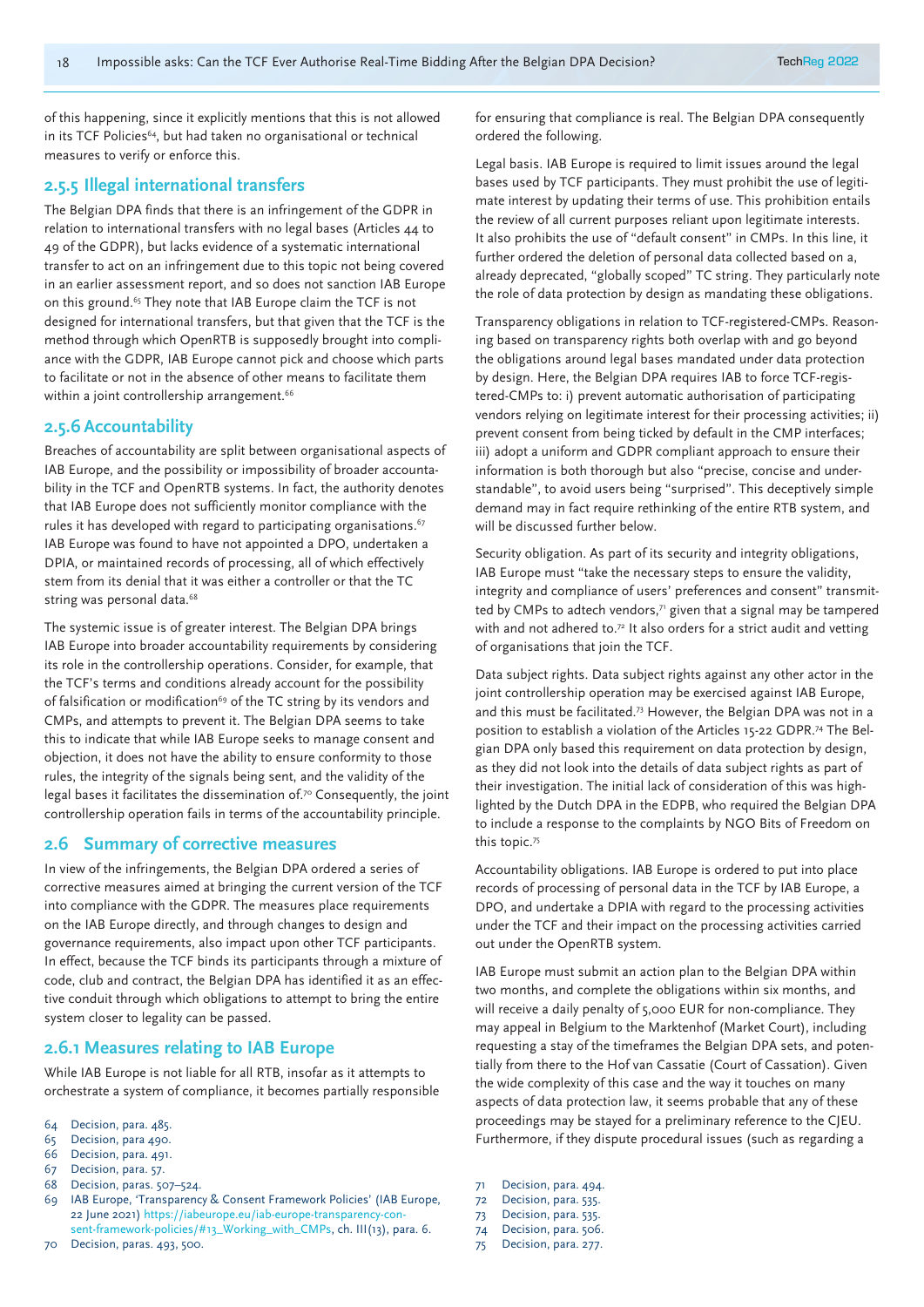of this happening, since it explicitly mentions that this is not allowed in its TCF Policies[64], but had taken no organisational or technical measures to verify or enforce this.

### 2.5.5 Illegal international transfers

The Belgian DPA finds that there is an infringement of the GDPR in relation to international transfers with no legal bases (Articles 44 to 49 of the GDPR), but lacks evidence of a systematic international transfer to act on an infringement due to this topic not being covered in an earlier assessment report, and so does not sanction IAB Europe on this ground.[65] They note that IAB Europe claim the TCF is not designed for international transfers, but that given that the TCF is the method through which OpenRTB is supposedly brought into compliance with the GDPR, IAB Europe cannot pick and choose which parts to facilitate or not in the absence of other means to facilitate them within a joint controllership arrangement.[66]

### 2.5.6 Accountability

Breaches of accountability are split between organisational aspects of IAB Europe, and the possibility or impossibility of broader accountability in the TCF and OpenRTB systems. In fact, the authority denotes that IAB Europe does not sufficiently monitor compliance with the rules it has developed with regard to participating organisations.[67] IAB Europe was found to have not appointed a DPO, undertaken a DPIA, or maintained records of processing, all of which effectively stem from its denial that it was either a controller or that the TC string was personal data.[68]

The systemic issue is of greater interest. The Belgian DPA brings IAB Europe into broader accountability requirements by considering its role in the controllership operations. Consider, for example, that the TCF's terms and conditions already account for the possibility of falsification or modification[69] of the TC string by its vendors and CMPs, and attempts to prevent it. The Belgian DPA seems to take this to indicate that while IAB Europe seeks to manage consent and objection, it does not have the ability to ensure conformity to those rules, the integrity of the signals being sent, and the validity of the legal bases it facilitates the dissemination of.[70] Consequently, the joint controllership operation fails in terms of the accountability principle.

## 2.6 Summary of corrective measures

In view of the infringements, the Belgian DPA ordered a series of corrective measures aimed at bringing the current version of the TCF into compliance with the GDPR. The measures place requirements on the IAB Europe directly, and through changes to design and governance requirements, also impact upon other TCF participants. In effect, because the TCF binds its participants through a mixture of code, club and contract, the Belgian DPA has identified it as an effective conduit through which obligations to attempt to bring the entire system closer to legality can be passed.

### 2.6.1 Measures relating to IAB Europe

While IAB Europe is not liable for all RTB, insofar as it attempts to orchestrate a system of compliance, it becomes partially responsible for ensuring that compliance is real. The Belgian DPA consequently ordered the following.

Legal basis. IAB Europe is required to limit issues around the legal bases used by TCF participants. They must prohibit the use of legitimate interest by updating their terms of use. This prohibition entails the review of all current purposes reliant upon legitimate interests. It also prohibits the use of "default consent" in CMPs. In this line, it further ordered the deletion of personal data collected based on a, already deprecated, "globally scoped" TC string. They particularly note the role of data protection by design as mandating these obligations.

Transparency obligations in relation to TCF-registered-CMPs. Reasoning based on transparency rights both overlap with and go beyond the obligations around legal bases mandated under data protection by design. Here, the Belgian DPA requires IAB to force TCF-registered-CMPs to: i) prevent automatic authorisation of participating vendors relying on legitimate interest for their processing activities; ii) prevent consent from being ticked by default in the CMP interfaces; iii) adopt a uniform and GDPR compliant approach to ensure their information is both thorough but also "precise, concise and understandable", to avoid users being "surprised". This deceptively simple demand may in fact require rethinking of the entire RTB system, and will be discussed further below.

Security obligation. As part of its security and integrity obligations, IAB Europe must "take the necessary steps to ensure the validity, integrity and compliance of users' preferences and consent" transmitted by CMPs to adtech vendors,[71] given that a signal may be tampered with and not adhered to.[72] It also orders for a strict audit and vetting of organisations that join the TCF.

Data subject rights. Data subject rights against any other actor in the joint controllership operation may be exercised against IAB Europe, and this must be facilitated.[73] However, the Belgian DPA was not in a position to establish a violation of the Articles 15-22 GDPR.[74] The Belgian DPA only based this requirement on data protection by design, as they did not look into the details of data subject rights as part of their investigation. The initial lack of consideration of this was highlighted by the Dutch DPA in the EDPB, who required the Belgian DPA to include a response to the complaints by NGO Bits of Freedom on this topic.[75]

Accountability obligations. IAB Europe is ordered to put into place records of processing of personal data in the TCF by IAB Europe, a DPO, and undertake a DPIA with regard to the processing activities under the TCF and their impact on the processing activities carried out under the OpenRTB system.

IAB Europe must submit an action plan to the Belgian DPA within two months, and complete the obligations within six months, and will receive a daily penalty of 5,000 EUR for non-compliance. They may appeal in Belgium to the Marktenhof (Market Court), including requesting a stay of the timeframes the Belgian DPA sets, and potentially from there to the Hof van Cassatie (Court of Cassation). Given the wide complexity of this case and the way it touches on many aspects of data protection law, it seems probable that any of these proceedings may be stayed for a preliminary reference to the CJEU. Furthermore, if they dispute procedural issues (such as regarding a

64 Decision, para. 485.
65 Decision, para 490.
66 Decision, para. 491.
67 Decision, para. 57.
68 Decision, paras. 507–524.
69 IAB Europe, 'Transparency & Consent Framework Policies' (IAB Europe, 22 June 2021) https://iabeurope.eu/iab-europe-transparency-consent-framework-policies/#13_Working_with_CMPs, ch. III(13), para. 6.
70 Decision, paras. 493, 500.
71 Decision, para. 494.
72 Decision, para. 535.
73 Decision, para. 535.
74 Decision, para. 506.
75 Decision, para. 277.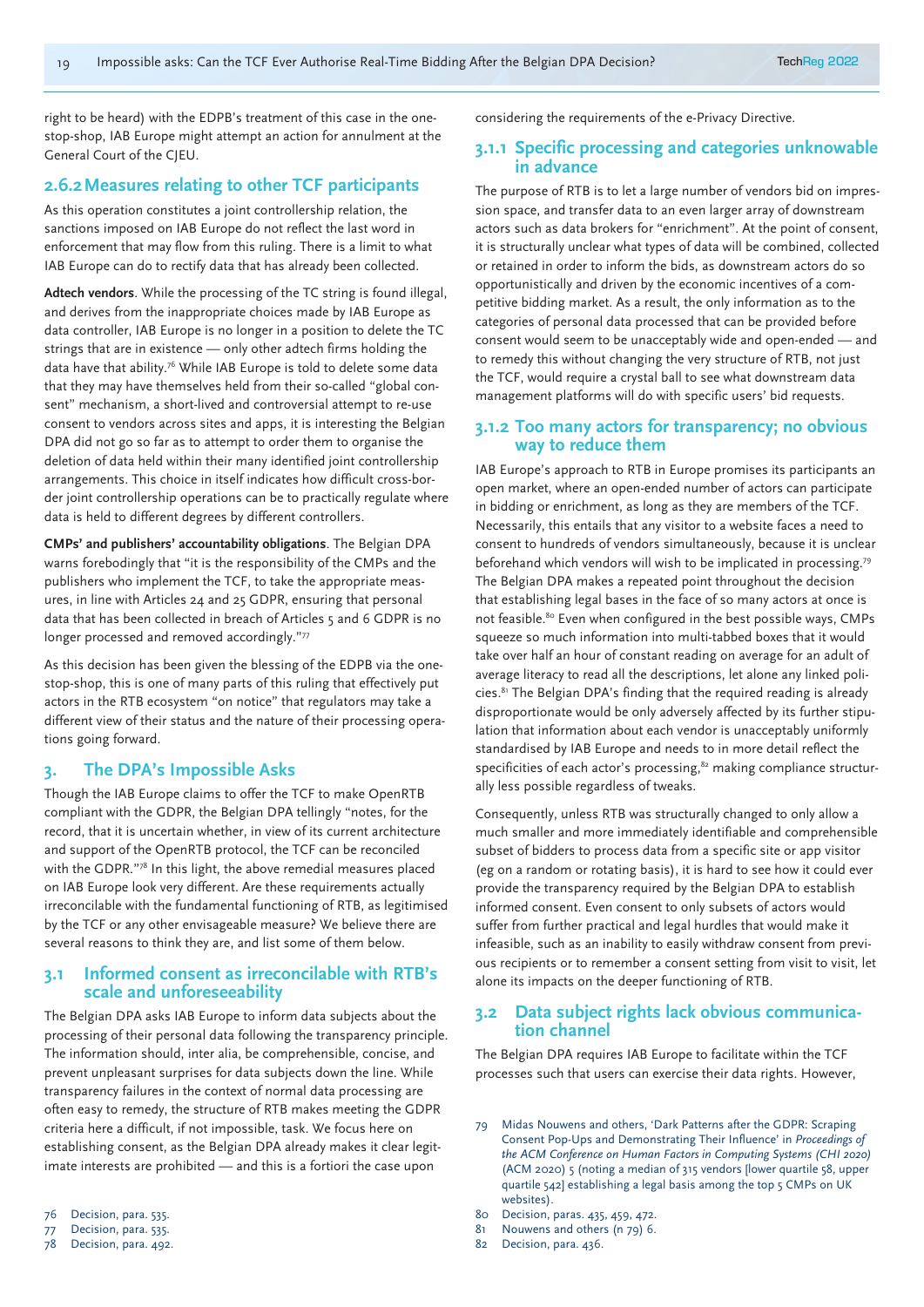right to be heard) with the EDPB's treatment of this case in the one-stop-shop, IAB Europe might attempt an action for annulment at the General Court of the CJEU.

### 2.6.2 Measures relating to other TCF participants

As this operation constitutes a joint controllership relation, the sanctions imposed on IAB Europe do not reflect the last word in enforcement that may flow from this ruling. There is a limit to what IAB Europe can do to rectify data that has already been collected.

**Adtech vendors**. While the processing of the TC string is found illegal, and derives from the inappropriate choices made by IAB Europe as data controller, IAB Europe is no longer in a position to delete the TC strings that are in existence — only other adtech firms holding the data have that ability.[76] While IAB Europe is told to delete some data that they may have themselves held from their so-called "global consent" mechanism, a short-lived and controversial attempt to re-use consent to vendors across sites and apps, it is interesting the Belgian DPA did not go so far as to attempt to order them to organise the deletion of data held within their many identified joint controllership arrangements. This choice in itself indicates how difficult cross-border joint controllership operations can be to practically regulate where data is held to different degrees by different controllers.

**CMPs' and publishers' accountability obligations**. The Belgian DPA warns forebodingly that "it is the responsibility of the CMPs and the publishers who implement the TCF, to take the appropriate measures, in line with Articles 24 and 25 GDPR, ensuring that personal data that has been collected in breach of Articles 5 and 6 GDPR is no longer processed and removed accordingly."[77]

As this decision has been given the blessing of the EDPB via the one-stop-shop, this is one of many parts of this ruling that effectively put actors in the RTB ecosystem "on notice" that regulators may take a different view of their status and the nature of their processing operations going forward.

## 3. The DPA's Impossible Asks

Though the IAB Europe claims to offer the TCF to make OpenRTB compliant with the GDPR, the Belgian DPA tellingly "notes, for the record, that it is uncertain whether, in view of its current architecture and support of the OpenRTB protocol, the TCF can be reconciled with the GDPR."[78] In this light, the above remedial measures placed on IAB Europe look very different. Are these requirements actually irreconcilable with the fundamental functioning of RTB, as legitimised by the TCF or any other envisageable measure? We believe there are several reasons to think they are, and list some of them below.

### 3.1 Informed consent as irreconcilable with RTB's scale and unforeseeability

The Belgian DPA asks IAB Europe to inform data subjects about the processing of their personal data following the transparency principle. The information should, inter alia, be comprehensible, concise, and prevent unpleasant surprises for data subjects down the line. While transparency failures in the context of normal data processing are often easy to remedy, the structure of RTB makes meeting the GDPR criteria here a difficult, if not impossible, task. We focus here on establishing consent, as the Belgian DPA already makes it clear legitimate interests are prohibited — and this is a fortiori the case upon considering the requirements of the e-Privacy Directive.

#### 3.1.1 Specific processing and categories unknowable in advance

The purpose of RTB is to let a large number of vendors bid on impression space, and transfer data to an even larger array of downstream actors such as data brokers for "enrichment". At the point of consent, it is structurally unclear what types of data will be combined, collected or retained in order to inform the bids, as downstream actors do so opportunistically and driven by the economic incentives of a competitive bidding market. As a result, the only information as to the categories of personal data processed that can be provided before consent would seem to be unacceptably wide and open-ended — and to remedy this without changing the very structure of RTB, not just the TCF, would require a crystal ball to see what downstream data management platforms will do with specific users' bid requests.

#### 3.1.2 Too many actors for transparency; no obvious way to reduce them

IAB Europe's approach to RTB in Europe promises its participants an open market, where an open-ended number of actors can participate in bidding or enrichment, as long as they are members of the TCF. Necessarily, this entails that any visitor to a website faces a need to consent to hundreds of vendors simultaneously, because it is unclear beforehand which vendors will wish to be implicated in processing.[79] The Belgian DPA makes a repeated point throughout the decision that establishing legal bases in the face of so many actors at once is not feasible.[80] Even when configured in the best possible ways, CMPs squeeze so much information into multi-tabbed boxes that it would take over half an hour of constant reading on average for an adult of average literacy to read all the descriptions, let alone any linked policies.[81] The Belgian DPA's finding that the required reading is already disproportionate would be only adversely affected by its further stipulation that information about each vendor is unacceptably uniformly standardised by IAB Europe and needs to in more detail reflect the specificities of each actor's processing,[82] making compliance structurally less possible regardless of tweaks.

Consequently, unless RTB was structurally changed to only allow a much smaller and more immediately identifiable and comprehensible subset of bidders to process data from a specific site or app visitor (eg on a random or rotating basis), it is hard to see how it could ever provide the transparency required by the Belgian DPA to establish informed consent. Even consent to only subsets of actors would suffer from further practical and legal hurdles that would make it infeasible, such as an inability to easily withdraw consent from previous recipients or to remember a consent setting from visit to visit, let alone its impacts on the deeper functioning of RTB.

### 3.2 Data subject rights lack obvious communication channel

The Belgian DPA requires IAB Europe to facilitate within the TCF processes such that users can exercise their data rights. However,

---

76 Decision, para. 535.

77 Decision, para. 535.

78 Decision, para. 492.

79 Midas Nouwens and others, 'Dark Patterns after the GDPR: Scraping Consent Pop-Ups and Demonstrating Their Influence' in *Proceedings of the ACM Conference on Human Factors in Computing Systems (CHI 2020)* (ACM 2020) 5 (noting a median of 315 vendors [lower quartile 58, upper quartile 542] establishing a legal basis among the top 5 CMPs on UK websites).

80 Decision, paras. 435, 459, 472.

81 Nouwens and others (n 79) 6.

82 Decision, para. 436.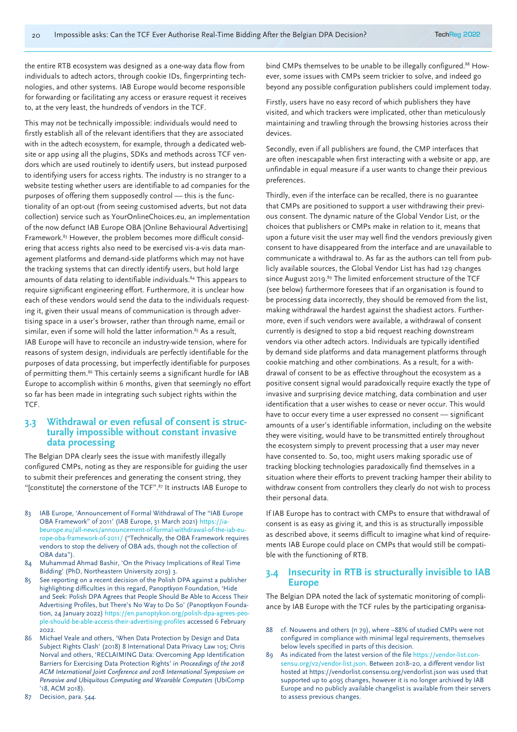the entire RTB ecosystem was designed as a one-way data flow from individuals to adtech actors, through cookie IDs, fingerprinting technologies, and other systems. IAB Europe would become responsible for forwarding or facilitating any access or erasure request it receives to, at the very least, the hundreds of vendors in the TCF.

This may not be technically impossible: individuals would need to firstly establish all of the relevant identifiers that they are associated with in the adtech ecosystem, for example, through a dedicated website or app using all the plugins, SDKs and methods across TCF vendors which are used routinely to identify users, but instead purposed to identifying users for access rights. The industry is no stranger to a website testing whether users are identifiable to ad companies for the purposes of offering them supposedly control — this is the functionality of an opt-out (from seeing customised adverts, but not data collection) service such as YourOnlineChoices.eu, an implementation of the now defunct IAB Europe OBA [Online Behavioural Advertising] Framework.[83] However, the problem becomes more difficult considering that access rights also need to be exercised vis-a-vis data management platforms and demand-side platforms which may not have the tracking systems that can directly identify users, but hold large amounts of data relating to identifiable individuals.[84] This appears to require significant engineering effort. Furthermore, it is unclear how each of these vendors would send the data to the individuals requesting it, given their usual means of communication is through advertising space in a user's browser, rather than through name, email or similar, even if some will hold the latter information.[85] As a result, IAB Europe will have to reconcile an industry-wide tension, where for reasons of system design, individuals are perfectly identifiable for the purposes of data processing, but imperfectly identifiable for purposes of permitting them.[86] This certainly seems a significant hurdle for IAB Europe to accomplish within 6 months, given that seemingly no effort so far has been made in integrating such subject rights within the TCF.

## 3.3 Withdrawal or even refusal of consent is structurally impossible without constant invasive data processing

The Belgian DPA clearly sees the issue with manifestly illegally configured CMPs, noting as they are responsible for guiding the user to submit their preferences and generating the consent string, they "[constitute] the cornerstone of the TCF".[87] It instructs IAB Europe to bind CMPs themselves to be unable to be illegally configured.[88] However, some issues with CMPs seem trickier to solve, and indeed go beyond any possible configuration publishers could implement today.

Firstly, users have no easy record of which publishers they have visited, and which trackers were implicated, other than meticulously maintaining and trawling through the browsing histories across their devices.

Secondly, even if all publishers are found, the CMP interfaces that are often inescapable when first interacting with a website or app, are unfindable in equal measure if a user wants to change their previous preferences.

Thirdly, even if the interface can be recalled, there is no guarantee that CMPs are positioned to support a user withdrawing their previous consent. The dynamic nature of the Global Vendor List, or the choices that publishers or CMPs make in relation to it, means that upon a future visit the user may well find the vendors previously given consent to have disappeared from the interface and are unavailable to communicate a withdrawal to. As far as the authors can tell from publicly available sources, the Global Vendor List has had 129 changes since August 2019.[89] The limited enforcement structure of the TCF (see below) furthermore foresees that if an organisation is found to be processing data incorrectly, they should be removed from the list, making withdrawal the hardest against the shadiest actors. Furthermore, even if such vendors were available, a withdrawal of consent currently is designed to stop a bid request reaching downstream vendors via other adtech actors. Individuals are typically identified by demand side platforms and data management platforms through cookie matching and other combinations. As a result, for a withdrawal of consent to be as effective throughout the ecosystem as a positive consent signal would paradoxically require exactly the type of invasive and surprising device matching, data combination and user identification that a user wishes to cease or never occur. This would have to occur every time a user expressed no consent — significant amounts of a user's identifiable information, including on the website they were visiting, would have to be transmitted entirely throughout the ecosystem simply to prevent processing that a user may never have consented to. So, too, might users making sporadic use of tracking blocking technologies paradoxically find themselves in a situation where their efforts to prevent tracking hamper their ability to withdraw consent from controllers they clearly do not wish to process their personal data.

If IAB Europe has to contract with CMPs to ensure that withdrawal of consent is as easy as giving it, and this is as structurally impossible as described above, it seems difficult to imagine what kind of requirements IAB Europe could place on CMPs that would still be compatible with the functioning of RTB.

## 3.4 Insecurity in RTB is structurally invisible to IAB Europe

The Belgian DPA noted the lack of systematic monitoring of compliance by IAB Europe with the TCF rules by the participating organisa-

---

83 IAB Europe, 'Announcement of Formal Withdrawal of The "IAB Europe OBA Framework" of 2011' (IAB Europe, 31 March 2021) https://iabeurope.eu/all-news/announcement-of-formal-withdrawal-of-the-iab-europe-oba-framework-of-2011/ ("Technically, the OBA Framework requires vendors to stop the delivery of OBA ads, though not the collection of OBA data").

84 Muhammad Ahmad Bashir, 'On the Privacy Implications of Real Time Bidding' (PhD, Northeastern University 2019) 3.

85 See reporting on a recent decision of the Polish DPA against a publisher highlighting difficulties in this regard, Panoptykon Foundation, 'Hide and Seek: Polish DPA Agrees that People Should Be Able to Access Their Advertising Profiles, but There's No Way to Do So' (Panoptykon Foundation, 24 January 2022) https://en.panoptykon.org/polish-dpa-agrees-people-should-be-able-access-their-advertising-profiles accessed 6 February 2022.

86 Michael Veale and others, 'When Data Protection by Design and Data Subject Rights Clash' (2018) 8 International Data Privacy Law 105; Chris Norval and others, 'RECLAIMING Data: Overcoming App Identification Barriers for Exercising Data Protection Rights' in *Proceedings of the 2018 ACM International Joint Conference and 2018 International Symposium on Pervasive and Ubiquitous Computing and Wearable Computers* (UbiComp '18, ACM 2018).

87 Decision, para. 544.

88 cf. Nouwens and others (n 79), where ~88% of studied CMPs were not configured in compliance with minimal legal requirements, themselves below levels specified in parts of this decision.

89 As indicated from the latest version of the file https://vendor-list.consensu.org/v2/vendor-list.json. Between 2018–20, a different vendor list hosted at https://vendorlist.consensu.org/vendorlist.json was used that supported up to 4095 changes, however it is no longer archived by IAB Europe and no publicly available changelist is available from their servers to assess previous changes.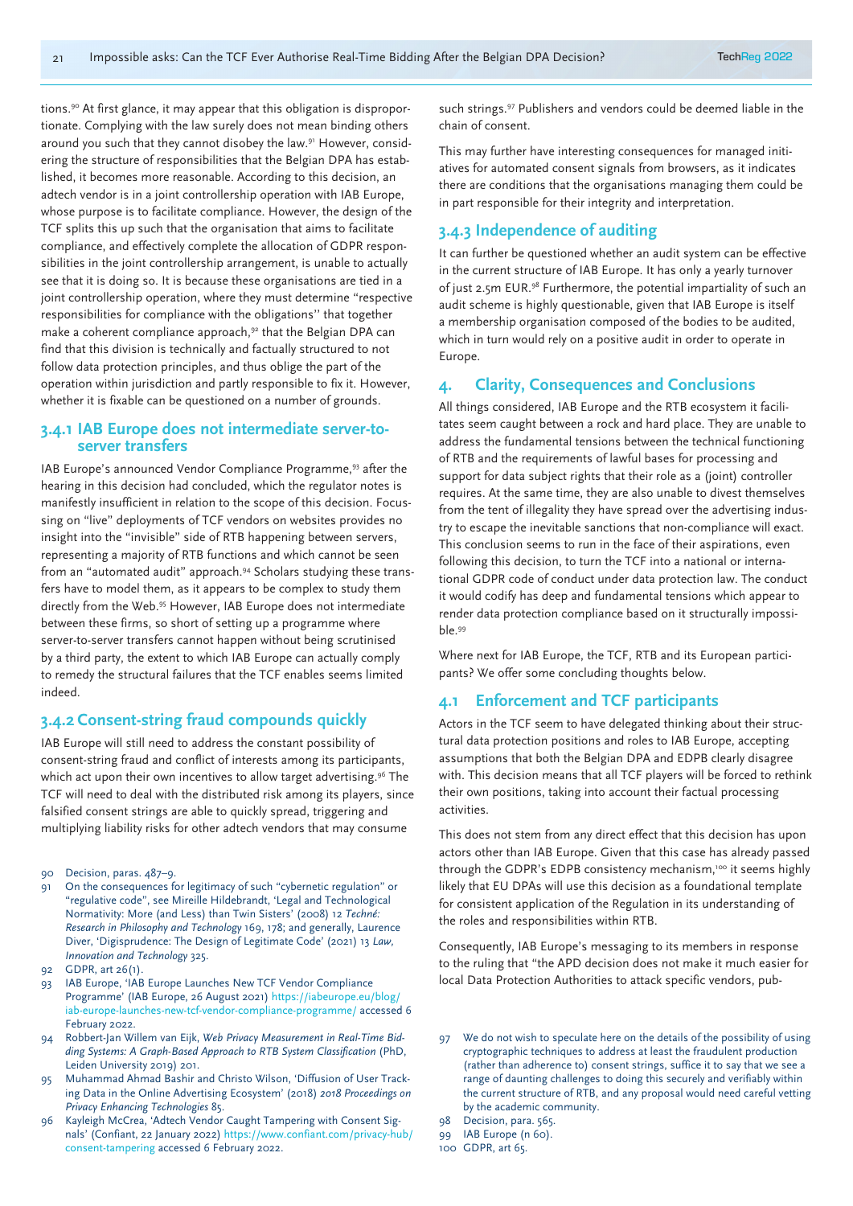tions.[90] At first glance, it may appear that this obligation is disproportionate. Complying with the law surely does not mean binding others around you such that they cannot disobey the law.[91] However, considering the structure of responsibilities that the Belgian DPA has established, it becomes more reasonable. According to this decision, an adtech vendor is in a joint controllership operation with IAB Europe, whose purpose is to facilitate compliance. However, the design of the TCF splits this up such that the organisation that aims to facilitate compliance, and effectively complete the allocation of GDPR responsibilities in the joint controllership arrangement, is unable to actually see that it is doing so. It is because these organisations are tied in a joint controllership operation, where they must determine "respective responsibilities for compliance with the obligations" that together make a coherent compliance approach,[92] that the Belgian DPA can find that this division is technically and factually structured to not follow data protection principles, and thus oblige the part of the operation within jurisdiction and partly responsible to fix it. However, whether it is fixable can be questioned on a number of grounds.

### 3.4.1 IAB Europe does not intermediate server-to-server transfers

IAB Europe's announced Vendor Compliance Programme,[93] after the hearing in this decision had concluded, which the regulator notes is manifestly insufficient in relation to the scope of this decision. Focusing on "live" deployments of TCF vendors on websites provides no insight into the "invisible" side of RTB happening between servers, representing a majority of RTB functions and which cannot be seen from an "automated audit" approach.[94] Scholars studying these transfers have to model them, as it appears to be complex to study them directly from the Web.[95] However, IAB Europe does not intermediate between these firms, so short of setting up a programme where server-to-server transfers cannot happen without being scrutinised by a third party, the extent to which IAB Europe can actually comply to remedy the structural failures that the TCF enables seems limited indeed.

### 3.4.2 Consent-string fraud compounds quickly

IAB Europe will still need to address the constant possibility of consent-string fraud and conflict of interests among its participants, which act upon their own incentives to allow target advertising.[96] The TCF will need to deal with the distributed risk among its players, since falsified consent strings are able to quickly spread, triggering and multiplying liability risks for other adtech vendors that may consume such strings.[97] Publishers and vendors could be deemed liable in the chain of consent.

This may further have interesting consequences for managed initiatives for automated consent signals from browsers, as it indicates there are conditions that the organisations managing them could be in part responsible for their integrity and interpretation.

### 3.4.3 Independence of auditing

It can further be questioned whether an audit system can be effective in the current structure of IAB Europe. It has only a yearly turnover of just 2.5m EUR.[98] Furthermore, the potential impartiality of such an audit scheme is highly questionable, given that IAB Europe is itself a membership organisation composed of the bodies to be audited, which in turn would rely on a positive audit in order to operate in Europe.

## 4. Clarity, Consequences and Conclusions

All things considered, IAB Europe and the RTB ecosystem it facilitates seem caught between a rock and hard place. They are unable to address the fundamental tensions between the technical functioning of RTB and the requirements of lawful bases for processing and support for data subject rights that their role as a (joint) controller requires. At the same time, they are also unable to divest themselves from the tent of illegality they have spread over the advertising industry to escape the inevitable sanctions that non-compliance will exact. This conclusion seems to run in the face of their aspirations, even following this decision, to turn the TCF into a national or international GDPR code of conduct under data protection law. The conduct it would codify has deep and fundamental tensions which appear to render data protection compliance based on it structurally impossible.[99]

Where next for IAB Europe, the TCF, RTB and its European participants? We offer some concluding thoughts below.

### 4.1 Enforcement and TCF participants

Actors in the TCF seem to have delegated thinking about their structural data protection positions and roles to IAB Europe, accepting assumptions that both the Belgian DPA and EDPB clearly disagree with. This decision means that all TCF players will be forced to rethink their own positions, taking into account their factual processing activities.

This does not stem from any direct effect that this decision has upon actors other than IAB Europe. Given that this case has already passed through the GDPR's EDPB consistency mechanism,[100] it seems highly likely that EU DPAs will use this decision as a foundational template for consistent application of the Regulation in its understanding of the roles and responsibilities within RTB.

Consequently, IAB Europe's messaging to its members in response to the ruling that "the APD decision does not make it much easier for local Data Protection Authorities to attack specific vendors, pub-

---

90 Decision, paras. 487–9.

91 On the consequences for legitimacy of such "cybernetic regulation" or "regulative code", see Mireille Hildebrandt, 'Legal and Technological Normativity: More (and Less) than Twin Sisters' (2008) 12 *Techné: Research in Philosophy and Technology* 169, 178; and generally, Laurence Diver, 'Digisprudence: The Design of Legitimate Code' (2021) 13 *Law, Innovation and Technology* 325.

92 GDPR, art 26(1).

93 IAB Europe, 'IAB Europe Launches New TCF Vendor Compliance Programme' (IAB Europe, 26 August 2021) https://iabeurope.eu/blog/iab-europe-launches-new-tcf-vendor-compliance-programme/ accessed 6 February 2022.

94 Robbert-Jan Willem van Eijk, *Web Privacy Measurement in Real-Time Bidding Systems: A Graph-Based Approach to RTB System Classification* (PhD, Leiden University 2019) 201.

95 Muhammad Ahmad Bashir and Christo Wilson, 'Diffusion of User Tracking Data in the Online Advertising Ecosystem' (2018) *2018 Proceedings on Privacy Enhancing Technologies* 85.

96 Kayleigh McCrea, 'Adtech Vendor Caught Tampering with Consent Signals' (Confiant, 22 January 2022) https://www.confiant.com/privacy-hub/consent-tampering accessed 6 February 2022.

97 We do not wish to speculate here on the details of the possibility of using cryptographic techniques to address at least the fraudulent production (rather than adherence to) consent strings, suffice it to say that we see a range of daunting challenges to doing this securely and verifiably within the current structure of RTB, and any proposal would need careful vetting by the academic community.

98 Decision, para. 565.

99 IAB Europe (n 60).

100 GDPR, art 65.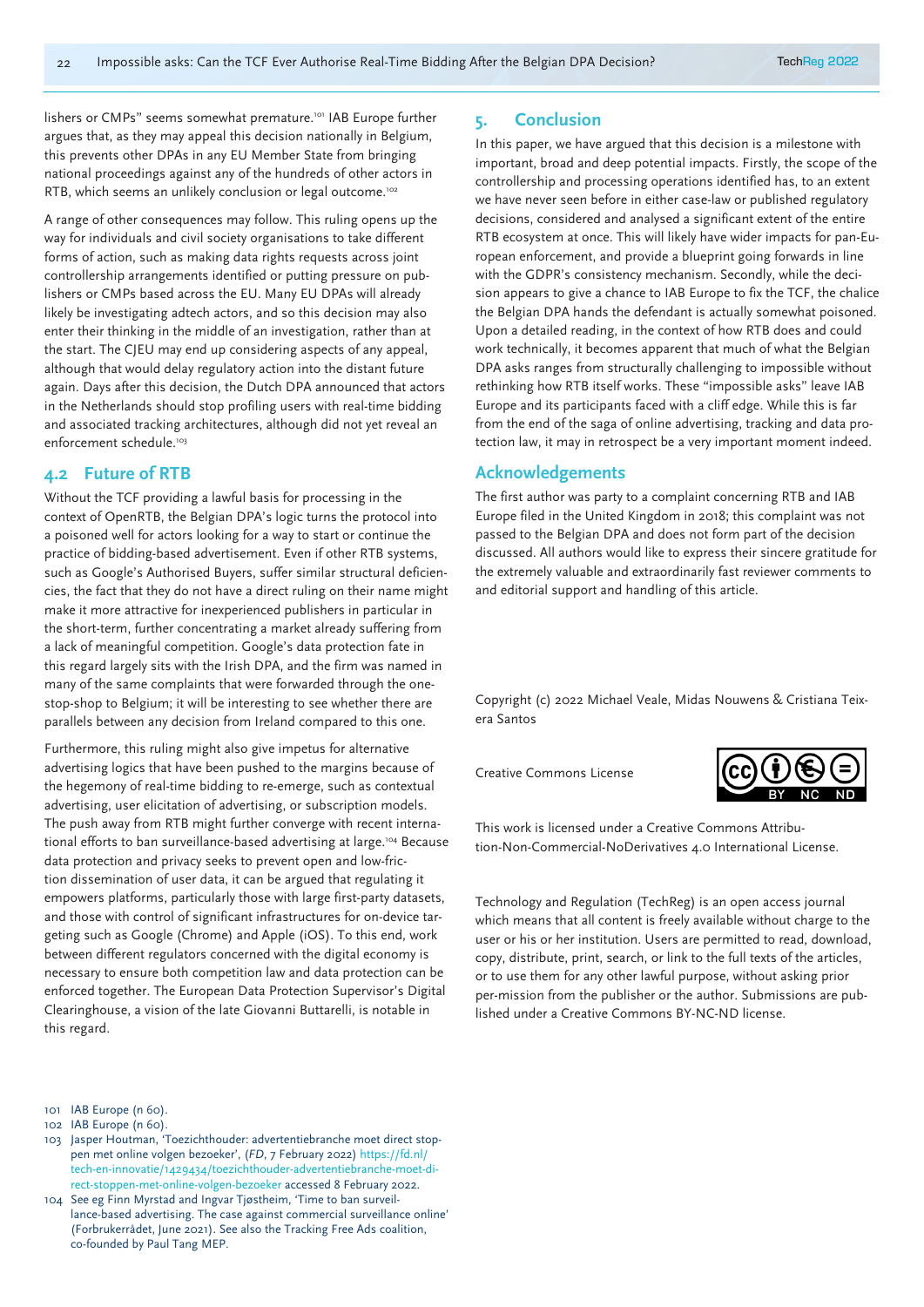lishers or CMPs" seems somewhat premature.[101] IAB Europe further argues that, as they may appeal this decision nationally in Belgium, this prevents other DPAs in any EU Member State from bringing national proceedings against any of the hundreds of other actors in RTB, which seems an unlikely conclusion or legal outcome.[102]

A range of other consequences may follow. This ruling opens up the way for individuals and civil society organisations to take different forms of action, such as making data rights requests across joint controllership arrangements identified or putting pressure on publishers or CMPs based across the EU. Many EU DPAs will already likely be investigating adtech actors, and so this decision may also enter their thinking in the middle of an investigation, rather than at the start. The CJEU may end up considering aspects of any appeal, although that would delay regulatory action into the distant future again. Days after this decision, the Dutch DPA announced that actors in the Netherlands should stop profiling users with real-time bidding and associated tracking architectures, although did not yet reveal an enforcement schedule.[103]

## 4.2 Future of RTB

Without the TCF providing a lawful basis for processing in the context of OpenRTB, the Belgian DPA's logic turns the protocol into a poisoned well for actors looking for a way to start or continue the practice of bidding-based advertisement. Even if other RTB systems, such as Google's Authorised Buyers, suffer similar structural deficiencies, the fact that they do not have a direct ruling on their name might make it more attractive for inexperienced publishers in particular in the short-term, further concentrating a market already suffering from a lack of meaningful competition. Google's data protection fate in this regard largely sits with the Irish DPA, and the firm was named in many of the same complaints that were forwarded through the one-stop-shop to Belgium; it will be interesting to see whether there are parallels between any decision from Ireland compared to this one.

Furthermore, this ruling might also give impetus for alternative advertising logics that have been pushed to the margins because of the hegemony of real-time bidding to re-emerge, such as contextual advertising, user elicitation of advertising, or subscription models. The push away from RTB might further converge with recent international efforts to ban surveillance-based advertising at large.[104] Because data protection and privacy seeks to prevent open and low-friction dissemination of user data, it can be argued that regulating it empowers platforms, particularly those with large first-party datasets, and those with control of significant infrastructures for on-device targeting such as Google (Chrome) and Apple (iOS). To this end, work between different regulators concerned with the digital economy is necessary to ensure both competition law and data protection can be enforced together. The European Data Protection Supervisor's Digital Clearinghouse, a vision of the late Giovanni Buttarelli, is notable in this regard.

## 5. Conclusion

In this paper, we have argued that this decision is a milestone with important, broad and deep potential impacts. Firstly, the scope of the controllership and processing operations identified has, to an extent we have never seen before in either case-law or published regulatory decisions, considered and analysed a significant extent of the entire RTB ecosystem at once. This will likely have wider impacts for pan-European enforcement, and provide a blueprint going forwards in line with the GDPR's consistency mechanism. Secondly, while the decision appears to give a chance to IAB Europe to fix the TCF, the chalice the Belgian DPA hands the defendant is actually somewhat poisoned. Upon a detailed reading, in the context of how RTB does and could work technically, it becomes apparent that much of what the Belgian DPA asks ranges from structurally challenging to impossible without rethinking how RTB itself works. These "impossible asks" leave IAB Europe and its participants faced with a cliff edge. While this is far from the end of the saga of online advertising, tracking and data protection law, it may in retrospect be a very important moment indeed.

## Acknowledgements

The first author was party to a complaint concerning RTB and IAB Europe filed in the United Kingdom in 2018; this complaint was not passed to the Belgian DPA and does not form part of the decision discussed. All authors would like to express their sincere gratitude for the extremely valuable and extraordinarily fast reviewer comments to and editorial support and handling of this article.

Copyright (c) 2022 Michael Veale, Midas Nouwens & Cristiana Teixeira Santos

Creative Commons License

This work is licensed under a Creative Commons Attribution-Non-Commercial-NoDerivatives 4.0 International License.

Technology and Regulation (TechReg) is an open access journal which means that all content is freely available without charge to the user or his or her institution. Users are permitted to read, download, copy, distribute, print, search, or link to the full texts of the articles, or to use them for any other lawful purpose, without asking prior per-mission from the publisher or the author. Submissions are published under a Creative Commons BY-NC-ND license.

---

101 IAB Europe (n 60).

102 IAB Europe (n 60).

103 Jasper Houtman, 'Toezichthouder: advertentiebranche moet direct stoppen met online volgen bezoeker', (*FD*, 7 February 2022) https://fd.nl/tech-en-innovatie/1429434/toezichthouder-advertentiebranche-moet-direct-stoppen-met-online-volgen-bezoeker accessed 8 February 2022.

104 See eg Finn Myrstad and Ingvar Tjøstheim, 'Time to ban surveillance-based advertising. The case against commercial surveillance online' (Forbrukerrådet, June 2021). See also the Tracking Free Ads coalition, co-founded by Paul Tang MEP.